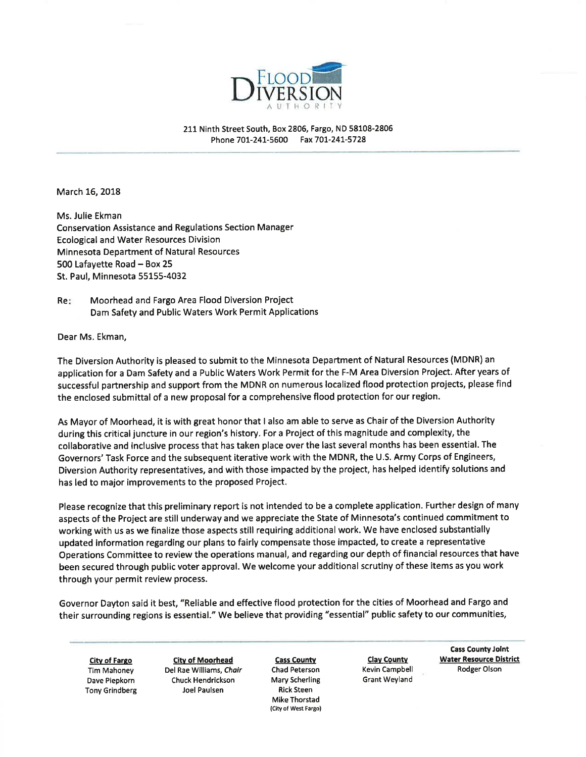# Flood Diversion Authority

211 Ninth Street South, Box 2806, Fargo, ND 58108-2806
Phone 701-241-5600 Fax 701-241-5728

March 16, 2018

Ms. Julie Ekman
Conservation Assistance and Regulations Section Manager
Ecological and Water Resources Division
Minnesota Department of Natural Resources
500 Lafayette Road – Box 25
St. Paul, Minnesota 55155-4032

Re: Moorhead and Fargo Area Flood Diversion Project
Dam Safety and Public Waters Work Permit Applications

Dear Ms. Ekman,

The Diversion Authority is pleased to submit to the Minnesota Department of Natural Resources (MDNR) an application for a Dam Safety and a Public Waters Work Permit for the F-M Area Diversion Project. After years of successful partnership and support from the MDNR on numerous localized flood protection projects, please find the enclosed submittal of a new proposal for a comprehensive flood protection for our region.

As Mayor of Moorhead, it is with great honor that I also am able to serve as Chair of the Diversion Authority during this critical juncture in our region's history. For a Project of this magnitude and complexity, the collaborative and inclusive process that has taken place over the last several months has been essential. The Governors' Task Force and the subsequent iterative work with the MDNR, the U.S. Army Corps of Engineers, Diversion Authority representatives, and with those impacted by the project, has helped identify solutions and has led to major improvements to the proposed Project.

Please recognize that this preliminary report is not intended to be a complete application. Further design of many aspects of the Project are still underway and we appreciate the State of Minnesota's continued commitment to working with us as we finalize those aspects still requiring additional work. We have enclosed substantially updated information regarding our plans to fairly compensate those impacted, to create a representative Operations Committee to review the operations manual, and regarding our depth of financial resources that have been secured through public voter approval. We welcome your additional scrutiny of these items as you work through your permit review process.

Governor Dayton said it best, "Reliable and effective flood protection for the cities of Moorhead and Fargo and their surrounding regions is essential." We believe that providing "essential" public safety to our communities,

| City of Fargo | City of Moorhead | Cass County | Clay County | Cass County Joint Water Resource District |
|---|---|---|---|---|
| Tim Mahoney | Del Rae Williams, *Chair* | Chad Peterson | Kevin Campbell | Rodger Olson |
| Dave Piepkorn | Chuck Hendrickson | Mary Scherling | Grant Weyland | |
| Tony Grindberg | Joel Paulsen | Rick Steen | | |
| | | Mike Thorstad (City of West Fargo) | | |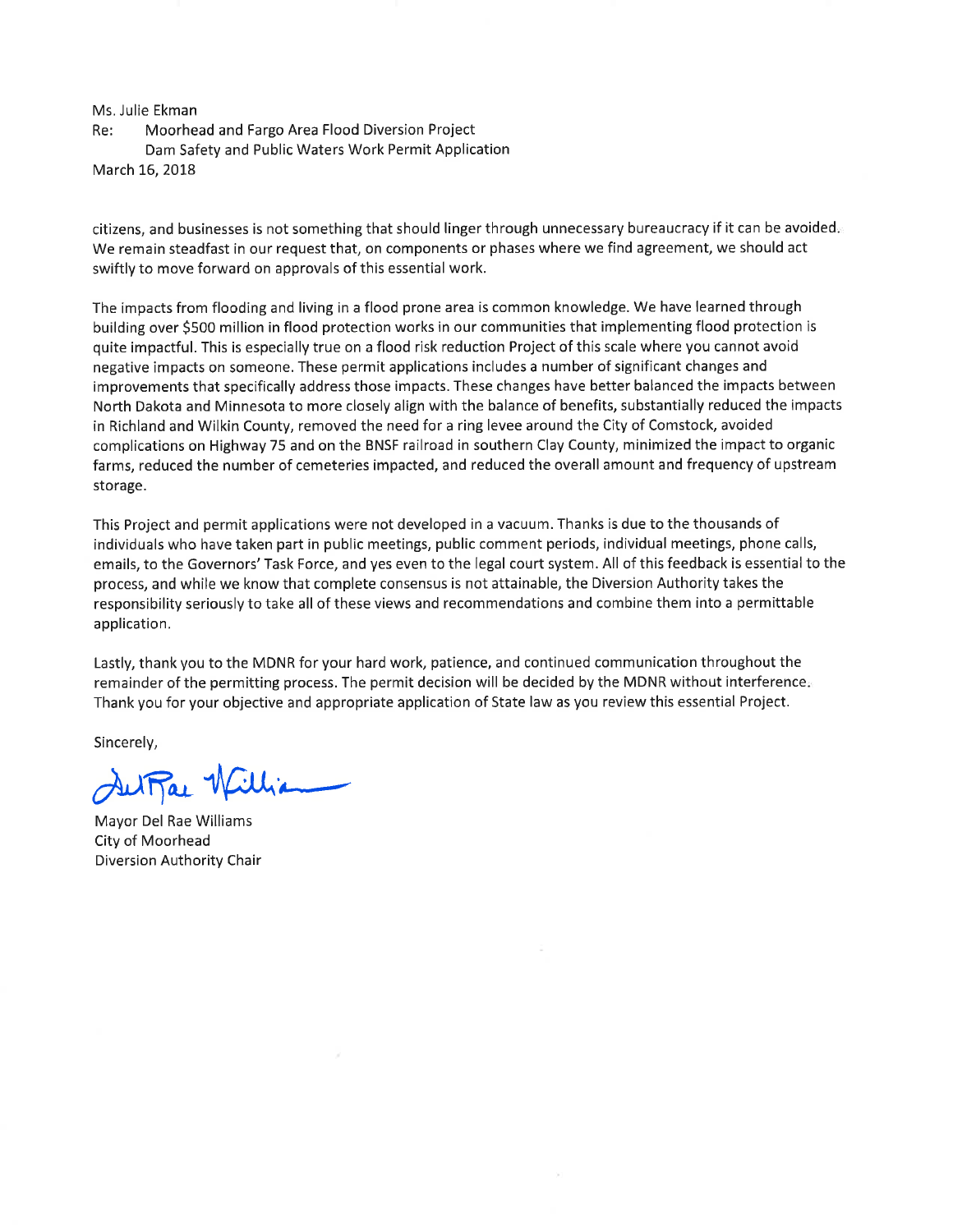Ms. Julie Ekman
Re: Moorhead and Fargo Area Flood Diversion Project
Dam Safety and Public Waters Work Permit Application
March 16, 2018

citizens, and businesses is not something that should linger through unnecessary bureaucracy if it can be avoided. We remain steadfast in our request that, on components or phases where we find agreement, we should act swiftly to move forward on approvals of this essential work.

The impacts from flooding and living in a flood prone area is common knowledge. We have learned through building over $500 million in flood protection works in our communities that implementing flood protection is quite impactful. This is especially true on a flood risk reduction Project of this scale where you cannot avoid negative impacts on someone. These permit applications includes a number of significant changes and improvements that specifically address those impacts. These changes have better balanced the impacts between North Dakota and Minnesota to more closely align with the balance of benefits, substantially reduced the impacts in Richland and Wilkin County, removed the need for a ring levee around the City of Comstock, avoided complications on Highway 75 and on the BNSF railroad in southern Clay County, minimized the impact to organic farms, reduced the number of cemeteries impacted, and reduced the overall amount and frequency of upstream storage.

This Project and permit applications were not developed in a vacuum. Thanks is due to the thousands of individuals who have taken part in public meetings, public comment periods, individual meetings, phone calls, emails, to the Governors' Task Force, and yes even to the legal court system. All of this feedback is essential to the process, and while we know that complete consensus is not attainable, the Diversion Authority takes the responsibility seriously to take all of these views and recommendations and combine them into a permittable application.

Lastly, thank you to the MDNR for your hard work, patience, and continued communication throughout the remainder of the permitting process. The permit decision will be decided by the MDNR without interference. Thank you for your objective and appropriate application of State law as you review this essential Project.

Sincerely,

Mayor Del Rae Williams
City of Moorhead
Diversion Authority Chair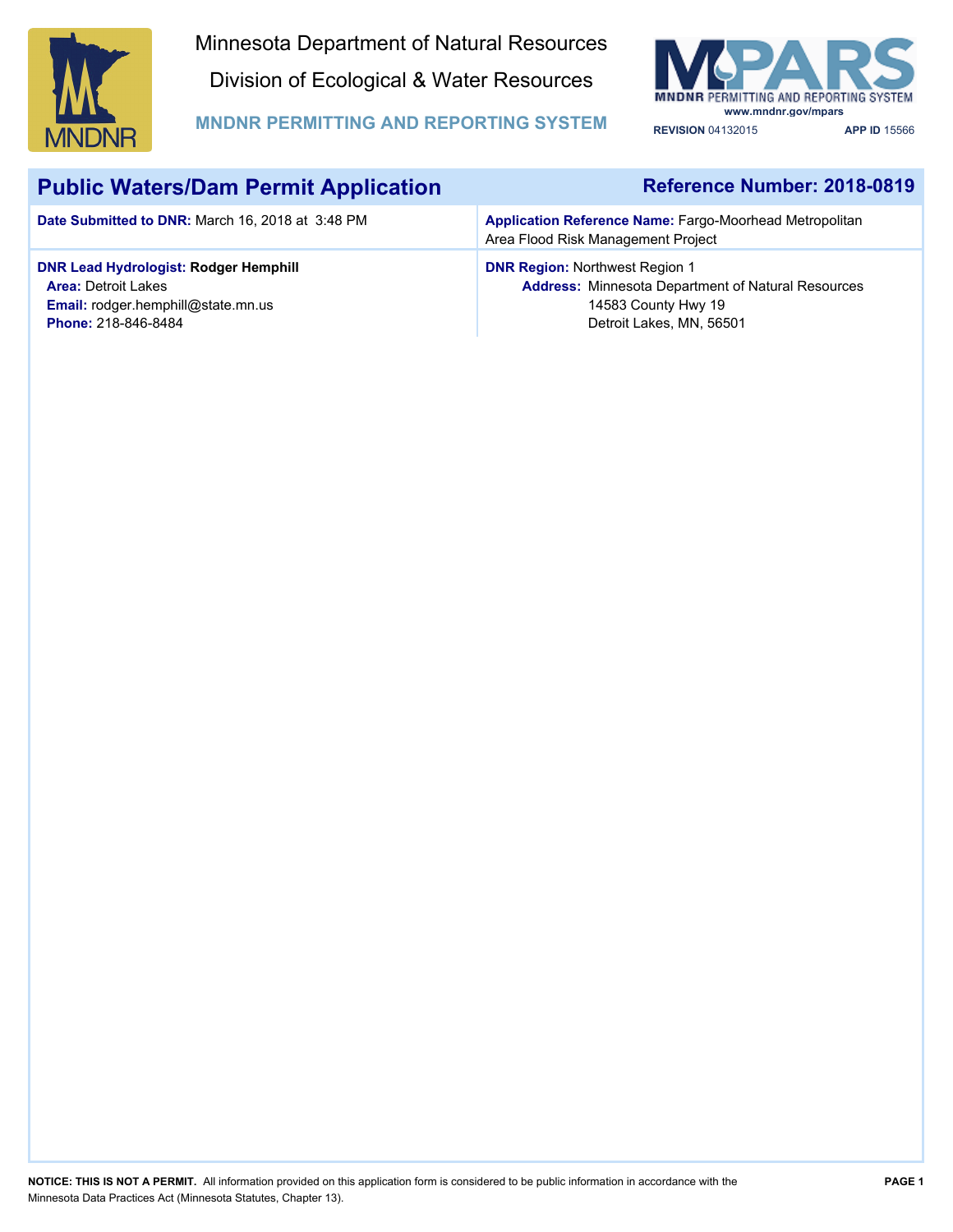Minnesota Department of Natural Resources

Division of Ecological & Water Resources

**MNDNR PERMITTING AND REPORTING SYSTEM**

**REVISION** 04132015 **APP ID** 15566

## Public Waters/Dam Permit Application

**Reference Number: 2018-0819**

| | |
|---|---|
| **Date Submitted to DNR:** March 16, 2018 at 3:48 PM | **Application Reference Name:** Fargo-Moorhead Metropolitan Area Flood Risk Management Project |
| **DNR Lead Hydrologist: Rodger Hemphill**<br>**Area:** Detroit Lakes<br>**Email:** rodger.hemphill@state.mn.us<br>**Phone:** 218-846-8484 | **DNR Region:** Northwest Region 1<br>**Address:** Minnesota Department of Natural Resources<br>14583 County Hwy 19<br>Detroit Lakes, MN, 56501 |

**NOTICE: THIS IS NOT A PERMIT.** All information provided on this application form is considered to be public information in accordance with the Minnesota Data Practices Act (Minnesota Statutes, Chapter 13).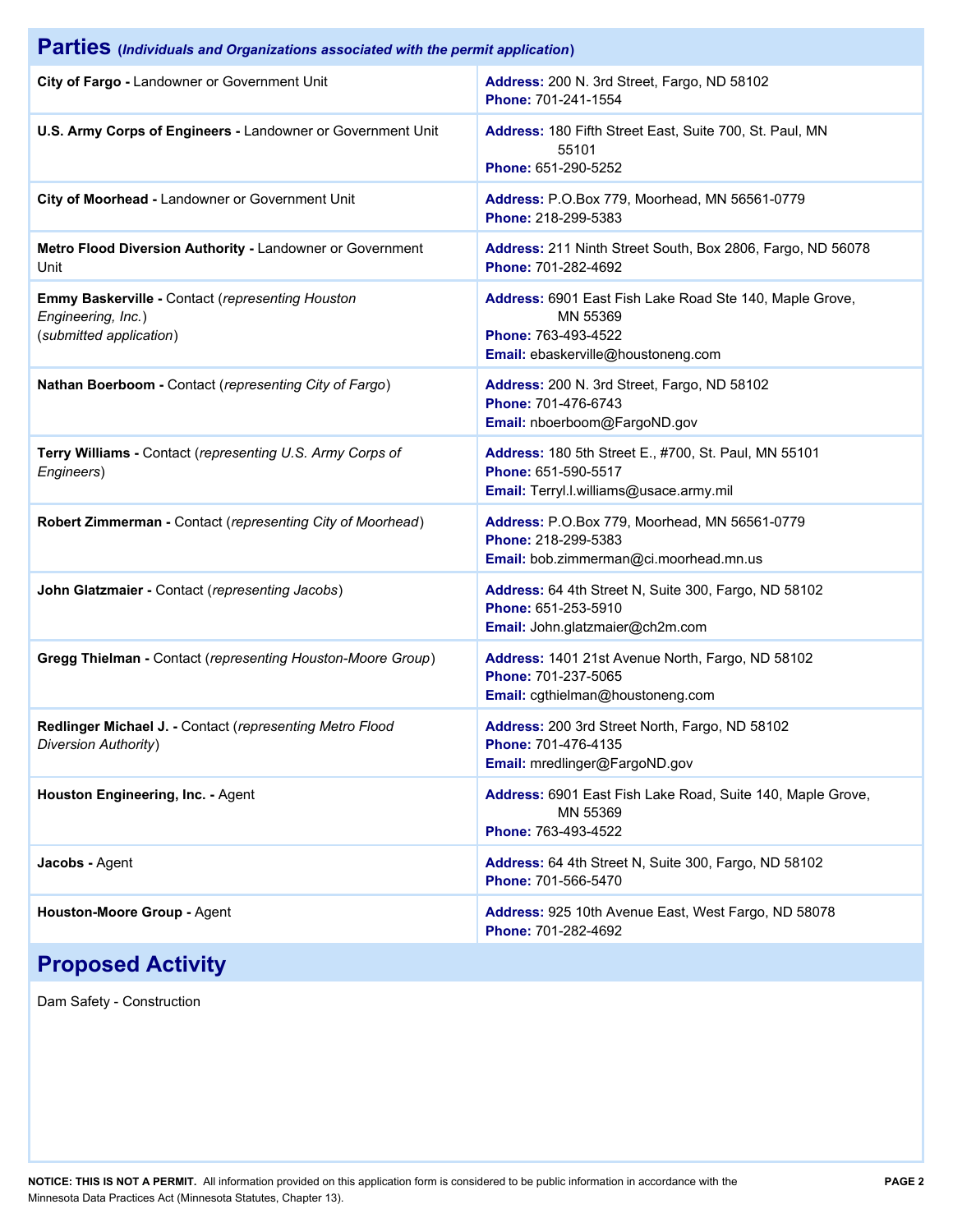## Parties (*Individuals and Organizations associated with the permit application*)

| Party | Contact Information |
|---|---|
| **City of Fargo -** Landowner or Government Unit | **Address:** 200 N. 3rd Street, Fargo, ND 58102<br>**Phone:** 701-241-1554 |
| **U.S. Army Corps of Engineers -** Landowner or Government Unit | **Address:** 180 Fifth Street East, Suite 700, St. Paul, MN 55101<br>**Phone:** 651-290-5252 |
| **City of Moorhead -** Landowner or Government Unit | **Address:** P.O.Box 779, Moorhead, MN 56561-0779<br>**Phone:** 218-299-5383 |
| **Metro Flood Diversion Authority -** Landowner or Government Unit | **Address:** 211 Ninth Street South, Box 2806, Fargo, ND 56078<br>**Phone:** 701-282-4692 |
| **Emmy Baskerville -** Contact (*representing Houston Engineering, Inc.*) (*submitted application*) | **Address:** 6901 East Fish Lake Road Ste 140, Maple Grove, MN 55369<br>**Phone:** 763-493-4522<br>**Email:** ebaskerville@houstoneng.com |
| **Nathan Boerboom -** Contact (*representing City of Fargo*) | **Address:** 200 N. 3rd Street, Fargo, ND 58102<br>**Phone:** 701-476-6743<br>**Email:** nboerboom@FargoND.gov |
| **Terry Williams -** Contact (*representing U.S. Army Corps of Engineers*) | **Address:** 180 5th Street E., #700, St. Paul, MN 55101<br>**Phone:** 651-590-5517<br>**Email:** Terryl.l.williams@usace.army.mil |
| **Robert Zimmerman -** Contact (*representing City of Moorhead*) | **Address:** P.O.Box 779, Moorhead, MN 56561-0779<br>**Phone:** 218-299-5383<br>**Email:** bob.zimmerman@ci.moorhead.mn.us |
| **John Glatzmaier -** Contact (*representing Jacobs*) | **Address:** 64 4th Street N, Suite 300, Fargo, ND 58102<br>**Phone:** 651-253-5910<br>**Email:** John.glatzmaier@ch2m.com |
| **Gregg Thielman -** Contact (*representing Houston-Moore Group*) | **Address:** 1401 21st Avenue North, Fargo, ND 58102<br>**Phone:** 701-237-5065<br>**Email:** cgthielman@houstoneng.com |
| **Redlinger Michael J. -** Contact (*representing Metro Flood Diversion Authority*) | **Address:** 200 3rd Street North, Fargo, ND 58102<br>**Phone:** 701-476-4135<br>**Email:** mredlinger@FargoND.gov |
| **Houston Engineering, Inc. -** Agent | **Address:** 6901 East Fish Lake Road, Suite 140, Maple Grove, MN 55369<br>**Phone:** 763-493-4522 |
| **Jacobs -** Agent | **Address:** 64 4th Street N, Suite 300, Fargo, ND 58102<br>**Phone:** 701-566-5470 |
| **Houston-Moore Group -** Agent | **Address:** 925 10th Avenue East, West Fargo, ND 58078<br>**Phone:** 701-282-4692 |

## Proposed Activity

Dam Safety - Construction

**NOTICE: THIS IS NOT A PERMIT.** All information provided on this application form is considered to be public information in accordance with the Minnesota Data Practices Act (Minnesota Statutes, Chapter 13).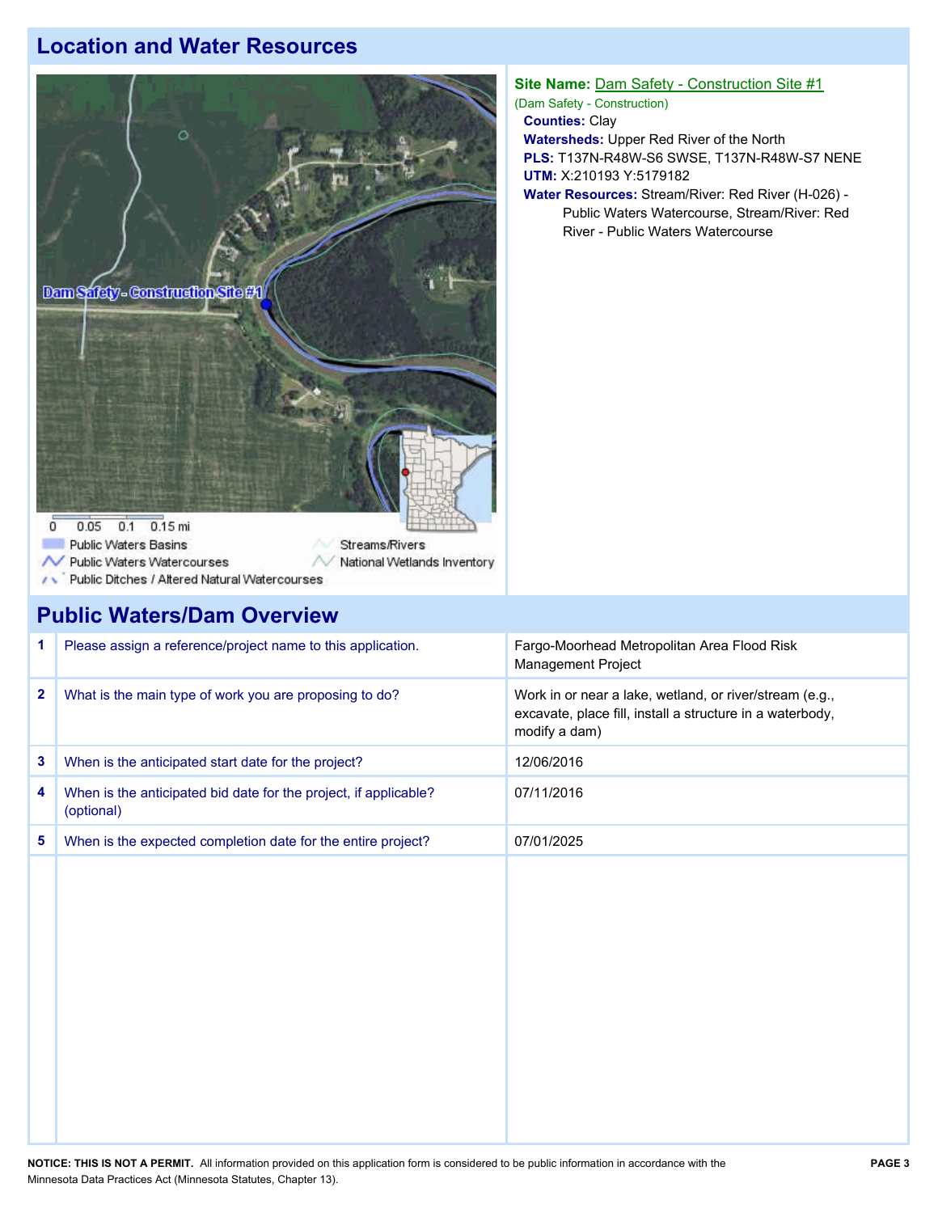## Location and Water Resources

0 0.05 0.1 0.15 mi

Public Waters Basins
Public Waters Watercourses
Public Ditches / Altered Natural Watercourses
Streams/Rivers
National Wetlands Inventory

Dam Safety - Construction Site #1

**Site Name:** Dam Safety - Construction Site #1
(Dam Safety - Construction)

**Counties:** Clay
**Watersheds:** Upper Red River of the North
**PLS:** T137N-R48W-S6 SWSE, T137N-R48W-S7 NENE
**UTM:** X:210193 Y:5179182
**Water Resources:** Stream/River: Red River (H-026) - Public Waters Watercourse, Stream/River: Red River - Public Waters Watercourse

## Public Waters/Dam Overview

| | | |
|---|---|---|
| 1 | Please assign a reference/project name to this application. | Fargo-Moorhead Metropolitan Area Flood Risk Management Project |
| 2 | What is the main type of work you are proposing to do? | Work in or near a lake, wetland, or river/stream (e.g., excavate, place fill, install a structure in a waterbody, modify a dam) |
| 3 | When is the anticipated start date for the project? | 12/06/2016 |
| 4 | When is the anticipated bid date for the project, if applicable? (optional) | 07/11/2016 |
| 5 | When is the expected completion date for the entire project? | 07/01/2025 |

**NOTICE: THIS IS NOT A PERMIT.** All information provided on this application form is considered to be public information in accordance with the Minnesota Data Practices Act (Minnesota Statutes, Chapter 13).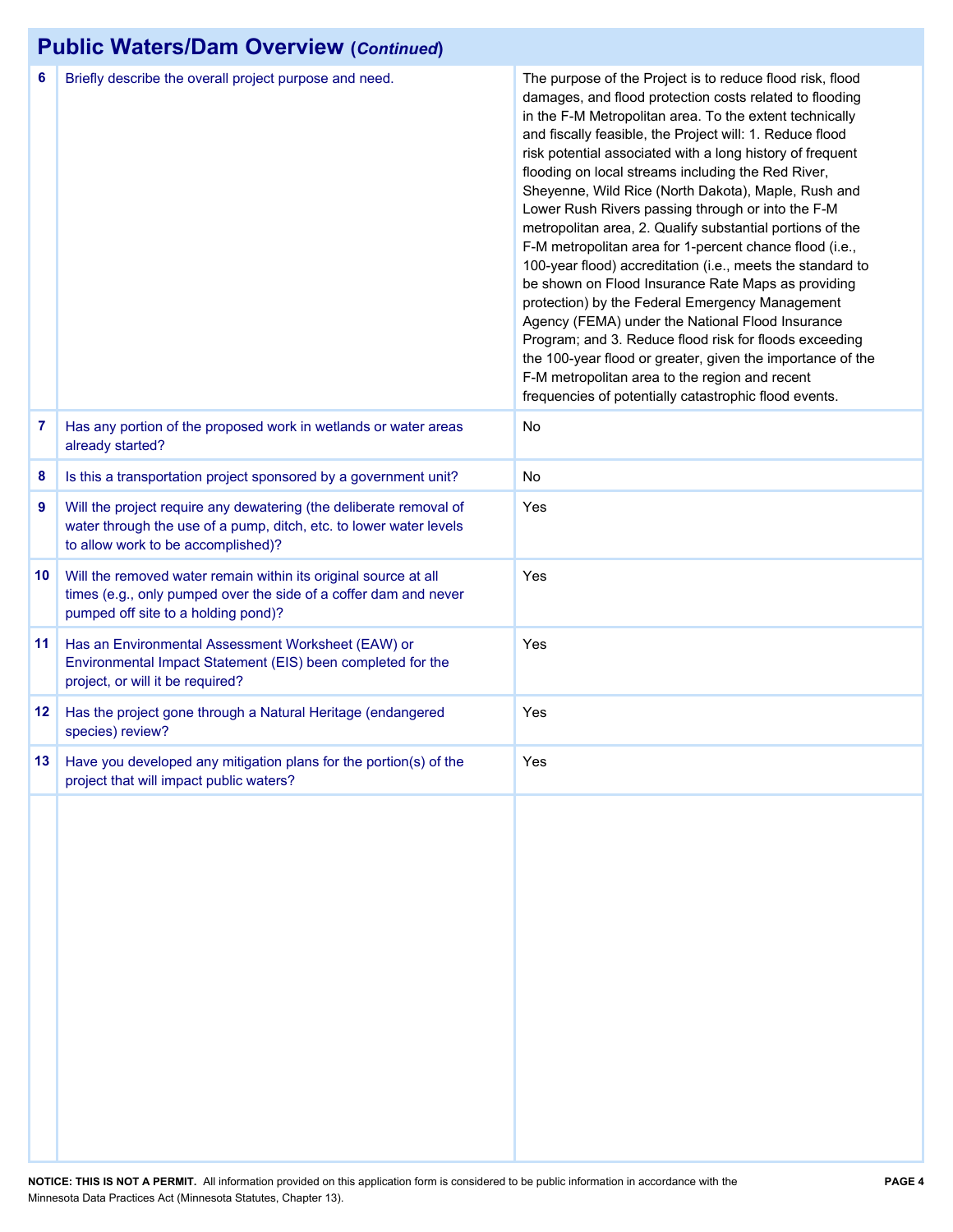## Public Waters/Dam Overview (*Continued*)

| # | Question | Response |
|---|---|---|
| 6 | Briefly describe the overall project purpose and need. | The purpose of the Project is to reduce flood risk, flood damages, and flood protection costs related to flooding in the F-M Metropolitan area. To the extent technically and fiscally feasible, the Project will: 1. Reduce flood risk potential associated with a long history of frequent flooding on local streams including the Red River, Sheyenne, Wild Rice (North Dakota), Maple, Rush and Lower Rush Rivers passing through or into the F-M metropolitan area, 2. Qualify substantial portions of the F-M metropolitan area for 1-percent chance flood (i.e., 100-year flood) accreditation (i.e., meets the standard to be shown on Flood Insurance Rate Maps as providing protection) by the Federal Emergency Management Agency (FEMA) under the National Flood Insurance Program; and 3. Reduce flood risk for floods exceeding the 100-year flood or greater, given the importance of the F-M metropolitan area to the region and recent frequencies of potentially catastrophic flood events. |
| 7 | Has any portion of the proposed work in wetlands or water areas already started? | No |
| 8 | Is this a transportation project sponsored by a government unit? | No |
| 9 | Will the project require any dewatering (the deliberate removal of water through the use of a pump, ditch, etc. to lower water levels to allow work to be accomplished)? | Yes |
| 10 | Will the removed water remain within its original source at all times (e.g., only pumped over the side of a coffer dam and never pumped off site to a holding pond)? | Yes |
| 11 | Has an Environmental Assessment Worksheet (EAW) or Environmental Impact Statement (EIS) been completed for the project, or will it be required? | Yes |
| 12 | Has the project gone through a Natural Heritage (endangered species) review? | Yes |
| 13 | Have you developed any mitigation plans for the portion(s) of the project that will impact public waters? | Yes |

**NOTICE: THIS IS NOT A PERMIT.** All information provided on this application form is considered to be public information in accordance with the Minnesota Data Practices Act (Minnesota Statutes, Chapter 13).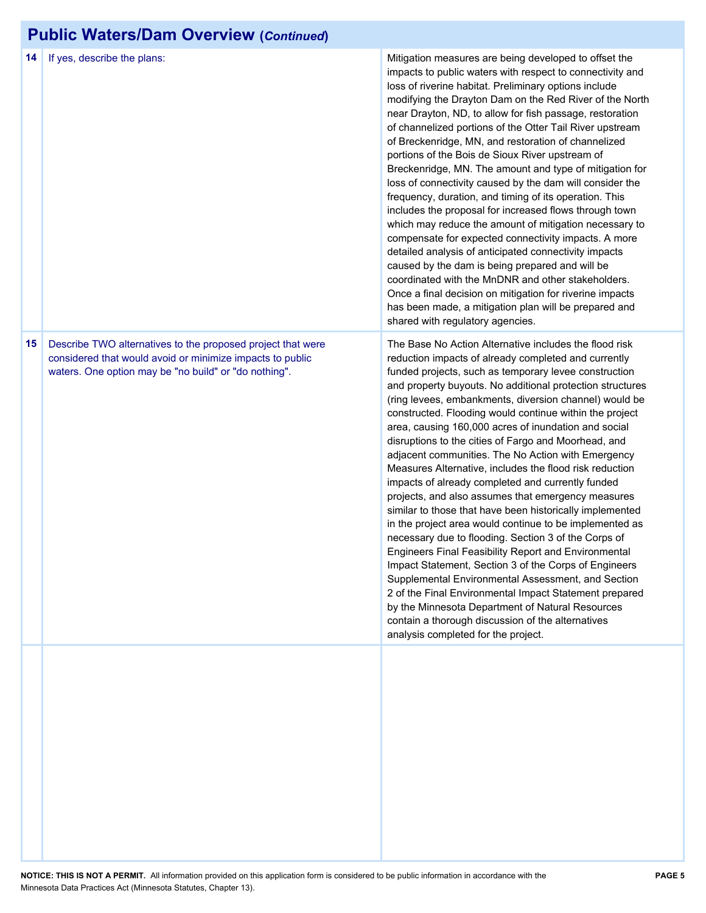## Public Waters/Dam Overview (*Continued*)

| | | |
|---|---|---|
| 14 | If yes, describe the plans: | Mitigation measures are being developed to offset the impacts to public waters with respect to connectivity and loss of riverine habitat. Preliminary options include modifying the Drayton Dam on the Red River of the North near Drayton, ND, to allow for fish passage, restoration of channelized portions of the Otter Tail River upstream of Breckenridge, MN, and restoration of channelized portions of the Bois de Sioux River upstream of Breckenridge, MN. The amount and type of mitigation for loss of connectivity caused by the dam will consider the frequency, duration, and timing of its operation. This includes the proposal for increased flows through town which may reduce the amount of mitigation necessary to compensate for expected connectivity impacts. A more detailed analysis of anticipated connectivity impacts caused by the dam is being prepared and will be coordinated with the MnDNR and other stakeholders. Once a final decision on mitigation for riverine impacts has been made, a mitigation plan will be prepared and shared with regulatory agencies. |
| 15 | Describe TWO alternatives to the proposed project that were considered that would avoid or minimize impacts to public waters. One option may be "no build" or "do nothing". | The Base No Action Alternative includes the flood risk reduction impacts of already completed and currently funded projects, such as temporary levee construction and property buyouts. No additional protection structures (ring levees, embankments, diversion channel) would be constructed. Flooding would continue within the project area, causing 160,000 acres of inundation and social disruptions to the cities of Fargo and Moorhead, and adjacent communities. The No Action with Emergency Measures Alternative, includes the flood risk reduction impacts of already completed and currently funded projects, and also assumes that emergency measures similar to those that have been historically implemented in the project area would continue to be implemented as necessary due to flooding. Section 3 of the Corps of Engineers Final Feasibility Report and Environmental Impact Statement, Section 3 of the Corps of Engineers Supplemental Environmental Assessment, and Section 2 of the Final Environmental Impact Statement prepared by the Minnesota Department of Natural Resources contain a thorough discussion of the alternatives analysis completed for the project. |
| | | |

**NOTICE: THIS IS NOT A PERMIT.** All information provided on this application form is considered to be public information in accordance with the Minnesota Data Practices Act (Minnesota Statutes, Chapter 13).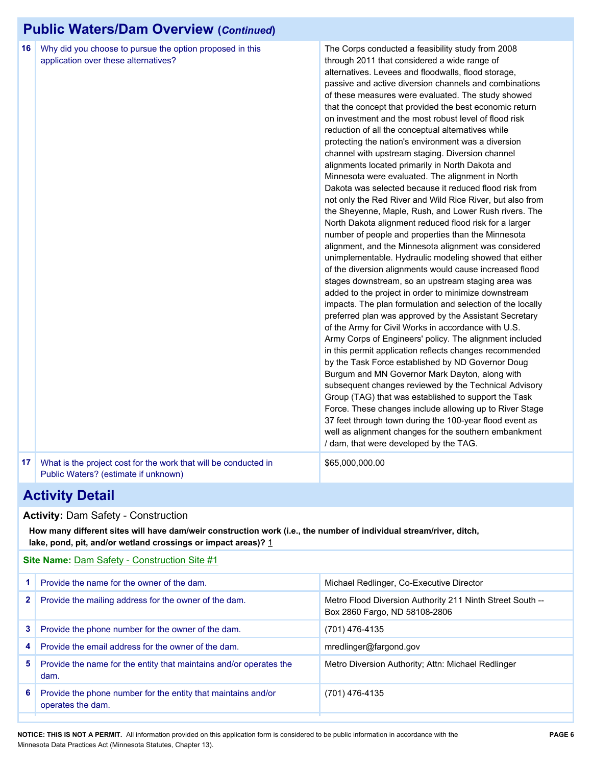## Public Waters/Dam Overview (*Continued*)

| | | |
|---|---|---|
| 16 | Why did you choose to pursue the option proposed in this application over these alternatives? | The Corps conducted a feasibility study from 2008 through 2011 that considered a wide range of alternatives. Levees and floodwalls, flood storage, passive and active diversion channels and combinations of these measures were evaluated. The study showed that the concept that provided the best economic return on investment and the most robust level of flood risk reduction of all the conceptual alternatives while protecting the nation's environment was a diversion channel with upstream staging. Diversion channel alignments located primarily in North Dakota and Minnesota were evaluated. The alignment in North Dakota was selected because it reduced flood risk from not only the Red River and Wild Rice River, but also from the Sheyenne, Maple, Rush, and Lower Rush rivers. The North Dakota alignment reduced flood risk for a larger number of people and properties than the Minnesota alignment, and the Minnesota alignment was considered unimplementable. Hydraulic modeling showed that either of the diversion alignments would cause increased flood stages downstream, so an upstream staging area was added to the project in order to minimize downstream impacts. The plan formulation and selection of the locally preferred plan was approved by the Assistant Secretary of the Army for Civil Works in accordance with U.S. Army Corps of Engineers' policy. The alignment included in this permit application reflects changes recommended by the Task Force established by ND Governor Doug Burgum and MN Governor Mark Dayton, along with subsequent changes reviewed by the Technical Advisory Group (TAG) that was established to support the Task Force. These changes include allowing up to River Stage 37 feet through town during the 100-year flood event as well as alignment changes for the southern embankment / dam, that were developed by the TAG. |
| 17 | What is the project cost for the work that will be conducted in Public Waters? (estimate if unknown) | $65,000,000.00 |

## Activity Detail

**Activity:** Dam Safety - Construction

**How many different sites will have dam/weir construction work (i.e., the number of individual stream/river, ditch, lake, pond, pit, and/or wetland crossings or impact areas)?** 1

**Site Name:** Dam Safety - Construction Site #1

| | | |
|---|---|---|
| 1 | Provide the name for the owner of the dam. | Michael Redlinger, Co-Executive Director |
| 2 | Provide the mailing address for the owner of the dam. | Metro Flood Diversion Authority 211 Ninth Street South -- Box 2860 Fargo, ND 58108-2806 |
| 3 | Provide the phone number for the owner of the dam. | (701) 476-4135 |
| 4 | Provide the email address for the owner of the dam. | mredlinger@fargond.gov |
| 5 | Provide the name for the entity that maintains and/or operates the dam. | Metro Diversion Authority; Attn: Michael Redlinger |
| 6 | Provide the phone number for the entity that maintains and/or operates the dam. | (701) 476-4135 |

**NOTICE: THIS IS NOT A PERMIT.** All information provided on this application form is considered to be public information in accordance with the Minnesota Data Practices Act (Minnesota Statutes, Chapter 13).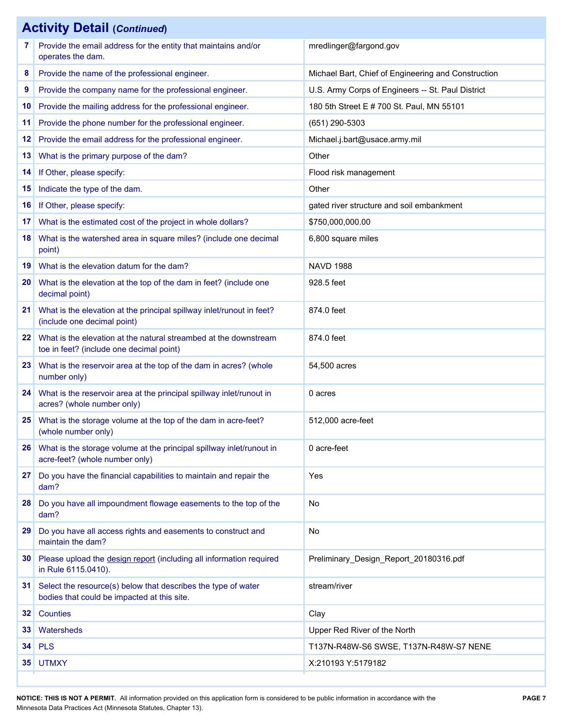## Activity Detail (*Continued*)

| | | |
|---|---|---|
| 7 | Provide the email address for the entity that maintains and/or operates the dam. | mredlinger@fargond.gov |
| 8 | Provide the name of the professional engineer. | Michael Bart, Chief of Engineering and Construction |
| 9 | Provide the company name for the professional engineer. | U.S. Army Corps of Engineers -- St. Paul District |
| 10 | Provide the mailing address for the professional engineer. | 180 5th Street E # 700 St. Paul, MN 55101 |
| 11 | Provide the phone number for the professional engineer. | (651) 290-5303 |
| 12 | Provide the email address for the professional engineer. | Michael.j.bart@usace.army.mil |
| 13 | What is the primary purpose of the dam? | Other |
| 14 | If Other, please specify: | Flood risk management |
| 15 | Indicate the type of the dam. | Other |
| 16 | If Other, please specify: | gated river structure and soil embankment |
| 17 | What is the estimated cost of the project in whole dollars? | $750,000,000.00 |
| 18 | What is the watershed area in square miles? (include one decimal point) | 6,800 square miles |
| 19 | What is the elevation datum for the dam? | NAVD 1988 |
| 20 | What is the elevation at the top of the dam in feet? (include one decimal point) | 928.5 feet |
| 21 | What is the elevation at the principal spillway inlet/runout in feet? (include one decimal point) | 874.0 feet |
| 22 | What is the elevation at the natural streambed at the downstream toe in feet? (include one decimal point) | 874.0 feet |
| 23 | What is the reservoir area at the top of the dam in acres? (whole number only) | 54,500 acres |
| 24 | What is the reservoir area at the principal spillway inlet/runout in acres? (whole number only) | 0 acres |
| 25 | What is the storage volume at the top of the dam in acre-feet? (whole number only) | 512,000 acre-feet |
| 26 | What is the storage volume at the principal spillway inlet/runout in acre-feet? (whole number only) | 0 acre-feet |
| 27 | Do you have the financial capabilities to maintain and repair the dam? | Yes |
| 28 | Do you have all impoundment flowage easements to the top of the dam? | No |
| 29 | Do you have all access rights and easements to construct and maintain the dam? | No |
| 30 | Please upload the design report (including all information required in Rule 6115.0410). | Preliminary_Design_Report_20180316.pdf |
| 31 | Select the resource(s) below that describes the type of water bodies that could be impacted at this site. | stream/river |
| 32 | Counties | Clay |
| 33 | Watersheds | Upper Red River of the North |
| 34 | PLS | T137N-R48W-S6 SWSE, T137N-R48W-S7 NENE |
| 35 | UTMXY | X:210193 Y:5179182 |

**NOTICE: THIS IS NOT A PERMIT.** All information provided on this application form is considered to be public information in accordance with the Minnesota Data Practices Act (Minnesota Statutes, Chapter 13).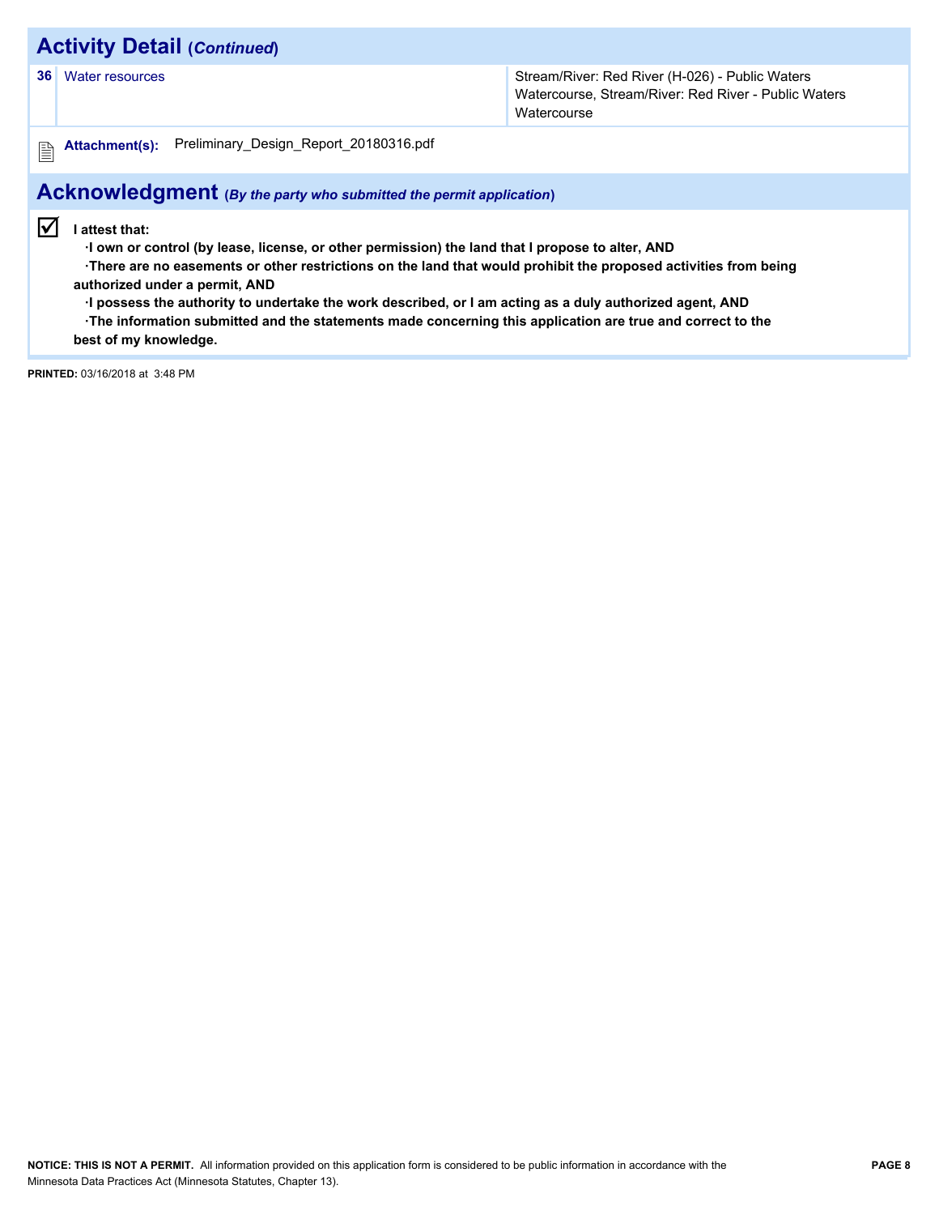## Activity Detail (*Continued*)

| | | |
|---|---|---|
| **36** | Water resources | Stream/River: Red River (H-026) - Public Waters Watercourse, Stream/River: Red River - Public Waters Watercourse |

**Attachment(s):** Preliminary_Design_Report_20180316.pdf

## Acknowledgment (*By the party who submitted the permit application*)

☑ **I attest that:**

- **I own or control (by lease, license, or other permission) the land that I propose to alter, AND**
- **There are no easements or other restrictions on the land that would prohibit the proposed activities from being authorized under a permit, AND**
- **I possess the authority to undertake the work described, or I am acting as a duly authorized agent, AND**
- **The information submitted and the statements made concerning this application are true and correct to the best of my knowledge.**

**PRINTED:** 03/16/2018 at 3:48 PM

**NOTICE: THIS IS NOT A PERMIT.** All information provided on this application form is considered to be public information in accordance with the Minnesota Data Practices Act (Minnesota Statutes, Chapter 13).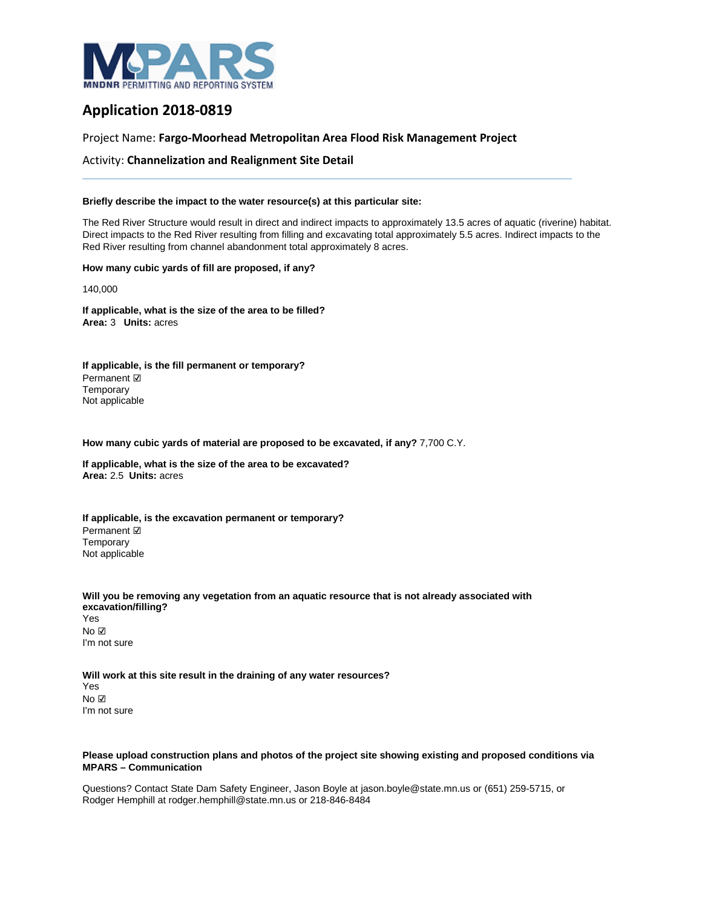MPARS
MNDNR PERMITTING AND REPORTING SYSTEM

# Application 2018-0819

Project Name: **Fargo-Moorhead Metropolitan Area Flood Risk Management Project**

Activity: **Channelization and Realignment Site Detail**

---

**Briefly describe the impact to the water resource(s) at this particular site:**

The Red River Structure would result in direct and indirect impacts to approximately 13.5 acres of aquatic (riverine) habitat. Direct impacts to the Red River resulting from filling and excavating total approximately 5.5 acres. Indirect impacts to the Red River resulting from channel abandonment total approximately 8 acres.

**How many cubic yards of fill are proposed, if any?**

140,000

**If applicable, what is the size of the area to be filled?**
**Area:** 3 **Units:** acres

**If applicable, is the fill permanent or temporary?**
Permanent ☑
Temporary
Not applicable

**How many cubic yards of material are proposed to be excavated, if any?** 7,700 C.Y.

**If applicable, what is the size of the area to be excavated?**
**Area:** 2.5 **Units:** acres

**If applicable, is the excavation permanent or temporary?**
Permanent ☑
Temporary
Not applicable

**Will you be removing any vegetation from an aquatic resource that is not already associated with excavation/filling?**
Yes
No ☑
I'm not sure

**Will work at this site result in the draining of any water resources?**
Yes
No ☑
I'm not sure

**Please upload construction plans and photos of the project site showing existing and proposed conditions via MPARS – Communication**

Questions? Contact State Dam Safety Engineer, Jason Boyle at jason.boyle@state.mn.us or (651) 259-5715, or Rodger Hemphill at rodger.hemphill@state.mn.us or 218-846-8484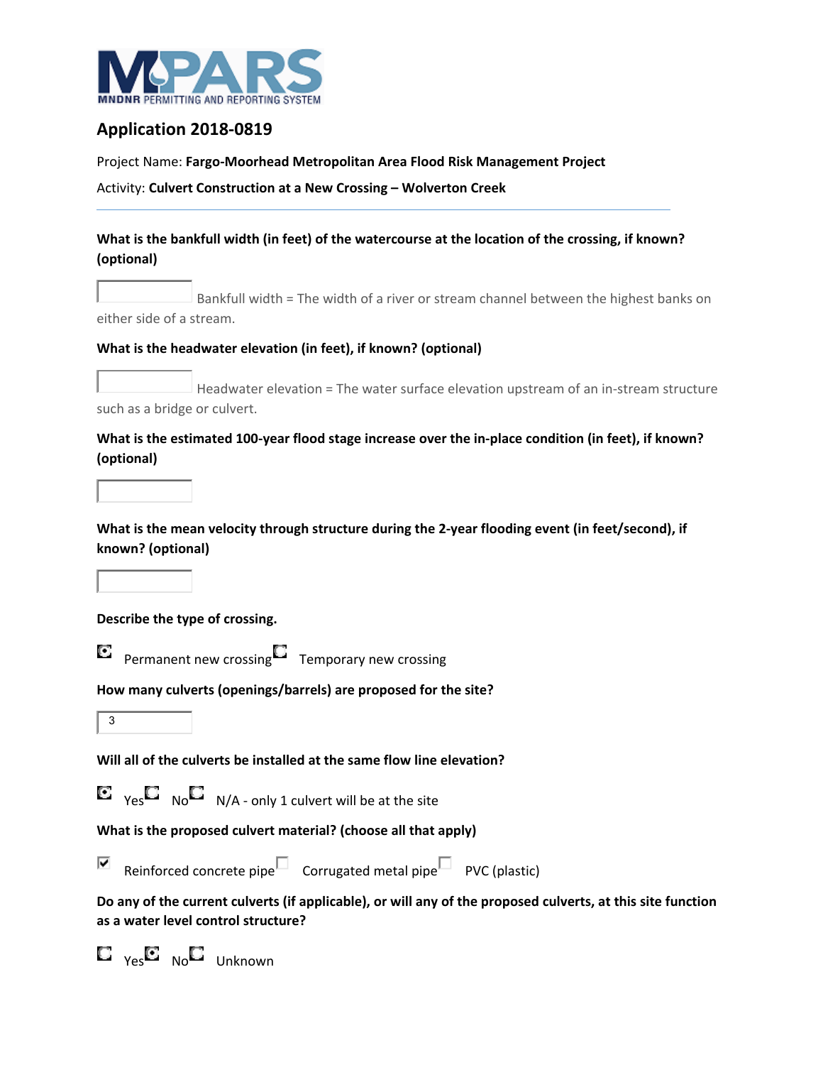**MPARS**
MNDNR PERMITTING AND REPORTING SYSTEM

## Application 2018-0819

Project Name: **Fargo-Moorhead Metropolitan Area Flood Risk Management Project**

Activity: **Culvert Construction at a New Crossing – Wolverton Creek**

---

**What is the bankfull width (in feet) of the watercourse at the location of the crossing, if known? (optional)**

[ ] Bankfull width = The width of a river or stream channel between the highest banks on either side of a stream.

**What is the headwater elevation (in feet), if known? (optional)**

[ ] Headwater elevation = The water surface elevation upstream of an in-stream structure such as a bridge or culvert.

**What is the estimated 100-year flood stage increase over the in-place condition (in feet), if known? (optional)**

[ ]

**What is the mean velocity through structure during the 2-year flooding event (in feet/second), if known? (optional)**

[ ]

**Describe the type of crossing.**

(●) Permanent new crossing ( ) Temporary new crossing

**How many culverts (openings/barrels) are proposed for the site?**

3

**Will all of the culverts be installed at the same flow line elevation?**

(●) Yes ( ) No ( ) N/A - only 1 culvert will be at the site

**What is the proposed culvert material? (choose all that apply)**

[x] Reinforced concrete pipe [ ] Corrugated metal pipe [ ] PVC (plastic)

**Do any of the current culverts (if applicable), or will any of the proposed culverts, at this site function as a water level control structure?**

( ) Yes (●) No ( ) Unknown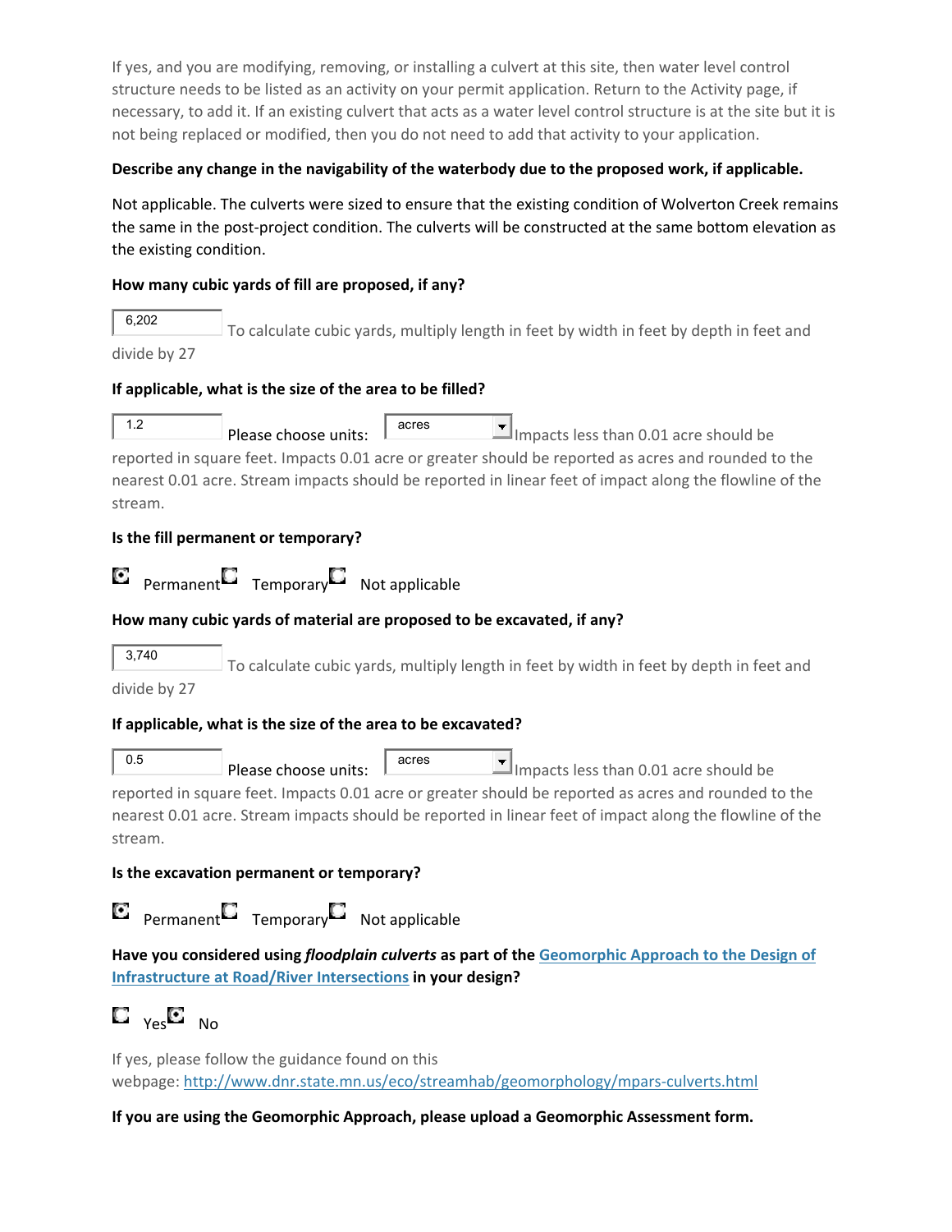If yes, and you are modifying, removing, or installing a culvert at this site, then water level control structure needs to be listed as an activity on your permit application. Return to the Activity page, if necessary, to add it. If an existing culvert that acts as a water level control structure is at the site but it is not being replaced or modified, then you do not need to add that activity to your application.

**Describe any change in the navigability of the waterbody due to the proposed work, if applicable.**

Not applicable. The culverts were sized to ensure that the existing condition of Wolverton Creek remains the same in the post-project condition. The culverts will be constructed at the same bottom elevation as the existing condition.

**How many cubic yards of fill are proposed, if any?**

6,202 To calculate cubic yards, multiply length in feet by width in feet by depth in feet and divide by 27

**If applicable, what is the size of the area to be filled?**

1.2 Please choose units: acres Impacts less than 0.01 acre should be reported in square feet. Impacts 0.01 acre or greater should be reported as acres and rounded to the nearest 0.01 acre. Stream impacts should be reported in linear feet of impact along the flowline of the stream.

**Is the fill permanent or temporary?**

(●) Permanent ( ) Temporary ( ) Not applicable

**How many cubic yards of material are proposed to be excavated, if any?**

3,740 To calculate cubic yards, multiply length in feet by width in feet by depth in feet and divide by 27

**If applicable, what is the size of the area to be excavated?**

0.5 Please choose units: acres Impacts less than 0.01 acre should be reported in square feet. Impacts 0.01 acre or greater should be reported as acres and rounded to the nearest 0.01 acre. Stream impacts should be reported in linear feet of impact along the flowline of the stream.

**Is the excavation permanent or temporary?**

(●) Permanent ( ) Temporary ( ) Not applicable

**Have you considered using *floodplain culverts* as part of the [Geomorphic Approach to the Design of Infrastructure at Road/River Intersections] in your design?**

( ) Yes (●) No

If yes, please follow the guidance found on this webpage: http://www.dnr.state.mn.us/eco/streamhab/geomorphology/mpars-culverts.html

**If you are using the Geomorphic Approach, please upload a Geomorphic Assessment form.**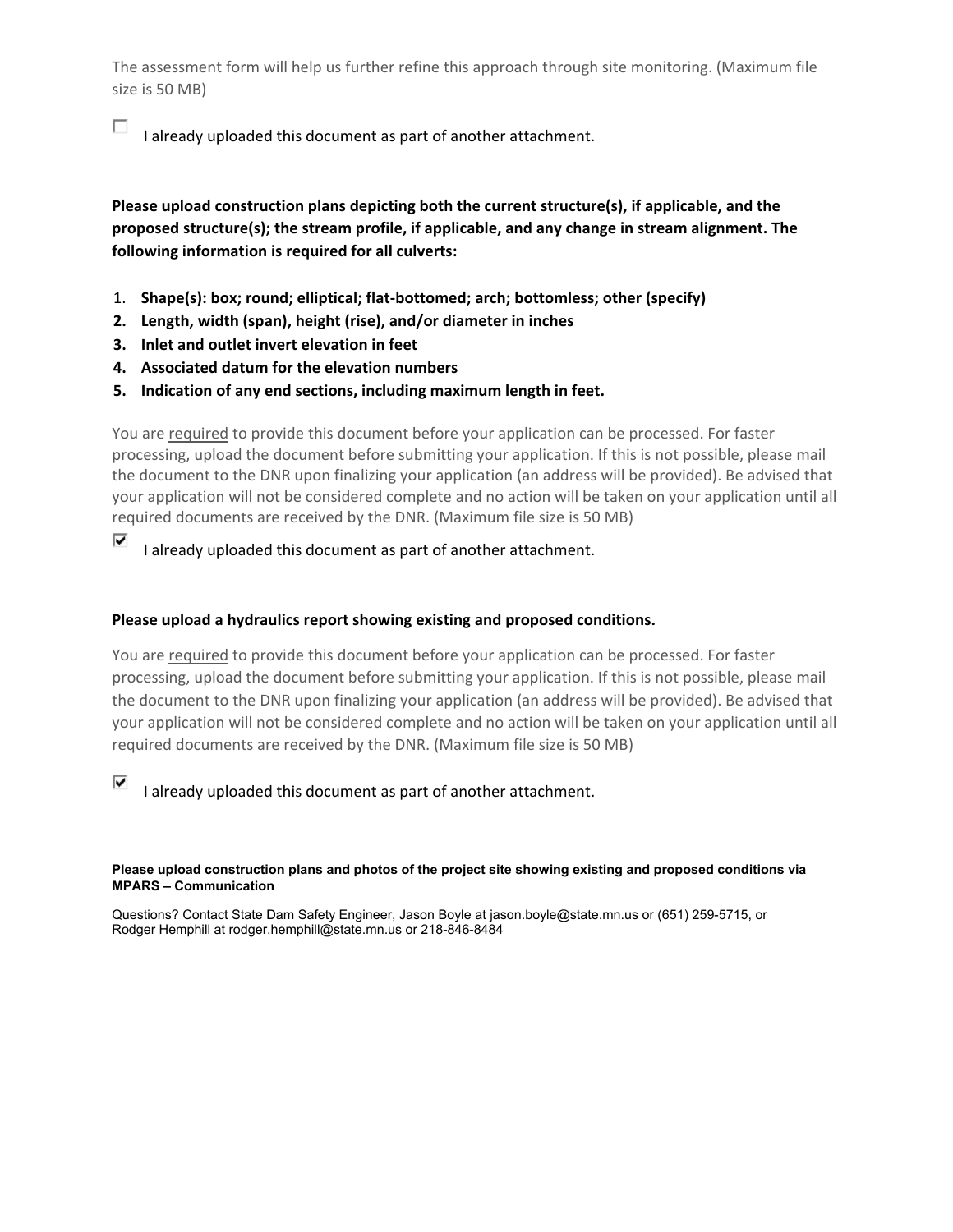The assessment form will help us further refine this approach through site monitoring. (Maximum file size is 50 MB)

☐ I already uploaded this document as part of another attachment.

**Please upload construction plans depicting both the current structure(s), if applicable, and the proposed structure(s); the stream profile, if applicable, and any change in stream alignment. The following information is required for all culverts:**

1. **Shape(s): box; round; elliptical; flat-bottomed; arch; bottomless; other (specify)**
2. **Length, width (span), height (rise), and/or diameter in inches**
3. **Inlet and outlet invert elevation in feet**
4. **Associated datum for the elevation numbers**
5. **Indication of any end sections, including maximum length in feet.**

You are required to provide this document before your application can be processed. For faster processing, upload the document before submitting your application. If this is not possible, please mail the document to the DNR upon finalizing your application (an address will be provided). Be advised that your application will not be considered complete and no action will be taken on your application until all required documents are received by the DNR. (Maximum file size is 50 MB)

☑ I already uploaded this document as part of another attachment.

**Please upload a hydraulics report showing existing and proposed conditions.**

You are required to provide this document before your application can be processed. For faster processing, upload the document before submitting your application. If this is not possible, please mail the document to the DNR upon finalizing your application (an address will be provided). Be advised that your application will not be considered complete and no action will be taken on your application until all required documents are received by the DNR. (Maximum file size is 50 MB)

☑ I already uploaded this document as part of another attachment.

**Please upload construction plans and photos of the project site showing existing and proposed conditions via MPARS – Communication**

Questions? Contact State Dam Safety Engineer, Jason Boyle at jason.boyle@state.mn.us or (651) 259-5715, or Rodger Hemphill at rodger.hemphill@state.mn.us or 218-846-8484